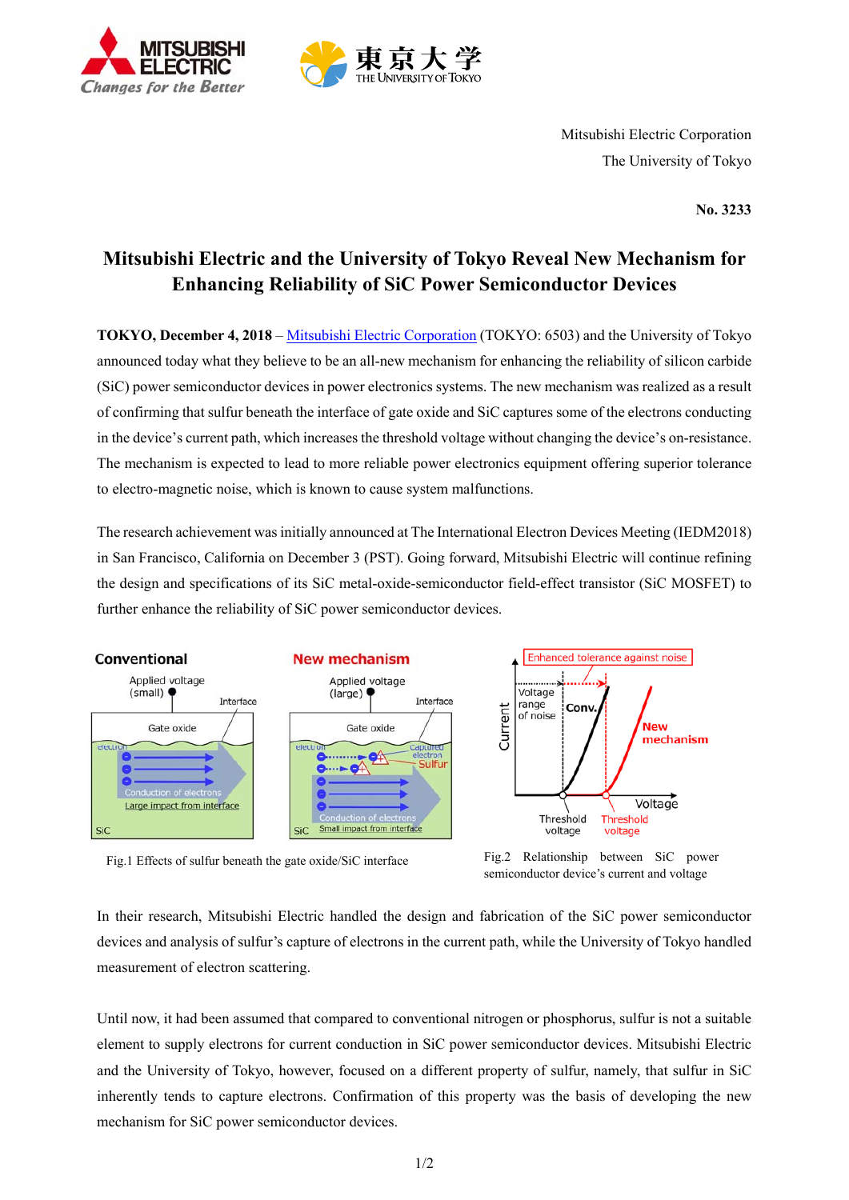Mitsubishi Electric Corporation
The University of Tokyo

**No. 3233**

# Mitsubishi Electric and the University of Tokyo Reveal New Mechanism for Enhancing Reliability of SiC Power Semiconductor Devices

**TOKYO, December 4, 2018** – Mitsubishi Electric Corporation (TOKYO: 6503) and the University of Tokyo announced today what they believe to be an all-new mechanism for enhancing the reliability of silicon carbide (SiC) power semiconductor devices in power electronics systems. The new mechanism was realized as a result of confirming that sulfur beneath the interface of gate oxide and SiC captures some of the electrons conducting in the device's current path, which increases the threshold voltage without changing the device's on-resistance. The mechanism is expected to lead to more reliable power electronics equipment offering superior tolerance to electro-magnetic noise, which is known to cause system malfunctions.

The research achievement was initially announced at The International Electron Devices Meeting (IEDM2018) in San Francisco, California on December 3 (PST). Going forward, Mitsubishi Electric will continue refining the design and specifications of its SiC metal-oxide-semiconductor field-effect transistor (SiC MOSFET) to further enhance the reliability of SiC power semiconductor devices.

Fig.1 Effects of sulfur beneath the gate oxide/SiC interface

Fig.2 Relationship between SiC power semiconductor device's current and voltage

In their research, Mitsubishi Electric handled the design and fabrication of the SiC power semiconductor devices and analysis of sulfur's capture of electrons in the current path, while the University of Tokyo handled measurement of electron scattering.

Until now, it had been assumed that compared to conventional nitrogen or phosphorus, sulfur is not a suitable element to supply electrons for current conduction in SiC power semiconductor devices. Mitsubishi Electric and the University of Tokyo, however, focused on a different property of sulfur, namely, that sulfur in SiC inherently tends to capture electrons. Confirmation of this property was the basis of developing the new mechanism for SiC power semiconductor devices.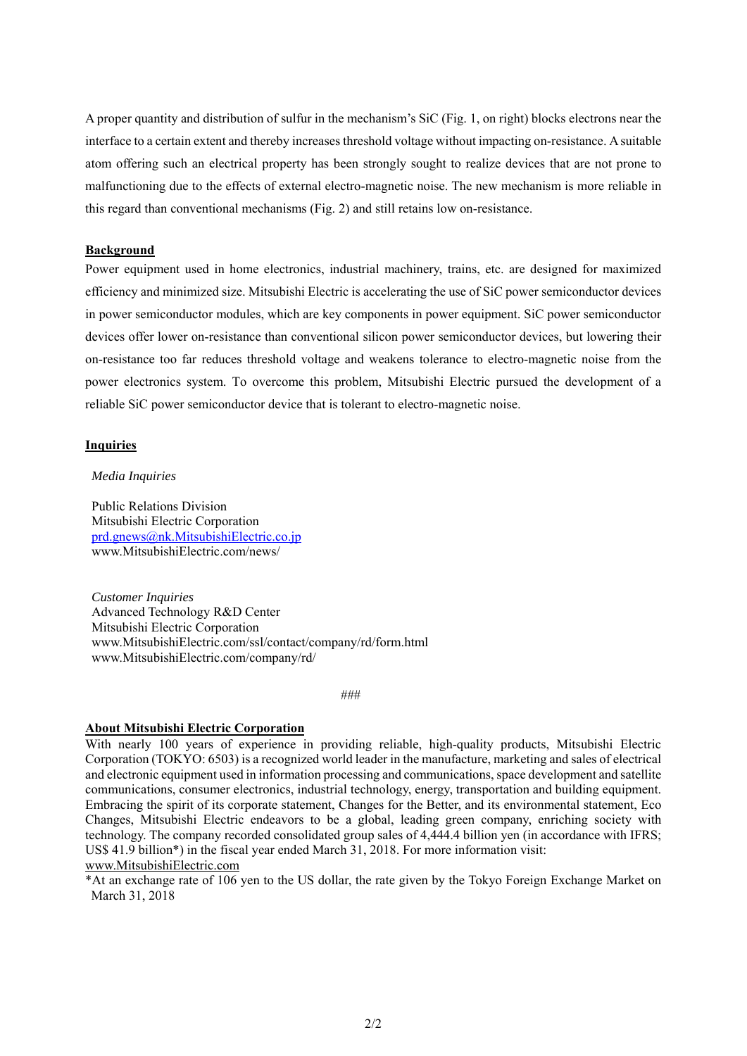A proper quantity and distribution of sulfur in the mechanism's SiC (Fig. 1, on right) blocks electrons near the interface to a certain extent and thereby increases threshold voltage without impacting on-resistance. A suitable atom offering such an electrical property has been strongly sought to realize devices that are not prone to malfunctioning due to the effects of external electro-magnetic noise. The new mechanism is more reliable in this regard than conventional mechanisms (Fig. 2) and still retains low on-resistance.

## Background

Power equipment used in home electronics, industrial machinery, trains, etc. are designed for maximized efficiency and minimized size. Mitsubishi Electric is accelerating the use of SiC power semiconductor devices in power semiconductor modules, which are key components in power equipment. SiC power semiconductor devices offer lower on-resistance than conventional silicon power semiconductor devices, but lowering their on-resistance too far reduces threshold voltage and weakens tolerance to electro-magnetic noise from the power electronics system. To overcome this problem, Mitsubishi Electric pursued the development of a reliable SiC power semiconductor device that is tolerant to electro-magnetic noise.

## Inquiries

*Media Inquiries*

Public Relations Division
Mitsubishi Electric Corporation
prd.gnews@nk.MitsubishiElectric.co.jp
www.MitsubishiElectric.com/news/

*Customer Inquiries*
Advanced Technology R&D Center
Mitsubishi Electric Corporation
www.MitsubishiElectric.com/ssl/contact/company/rd/form.html
www.MitsubishiElectric.com/company/rd/

###

## About Mitsubishi Electric Corporation

With nearly 100 years of experience in providing reliable, high-quality products, Mitsubishi Electric Corporation (TOKYO: 6503) is a recognized world leader in the manufacture, marketing and sales of electrical and electronic equipment used in information processing and communications, space development and satellite communications, consumer electronics, industrial technology, energy, transportation and building equipment. Embracing the spirit of its corporate statement, Changes for the Better, and its environmental statement, Eco Changes, Mitsubishi Electric endeavors to be a global, leading green company, enriching society with technology. The company recorded consolidated group sales of 4,444.4 billion yen (in accordance with IFRS; US$ 41.9 billion*) in the fiscal year ended March 31, 2018. For more information visit:
www.MitsubishiElectric.com

*At an exchange rate of 106 yen to the US dollar, the rate given by the Tokyo Foreign Exchange Market on March 31, 2018